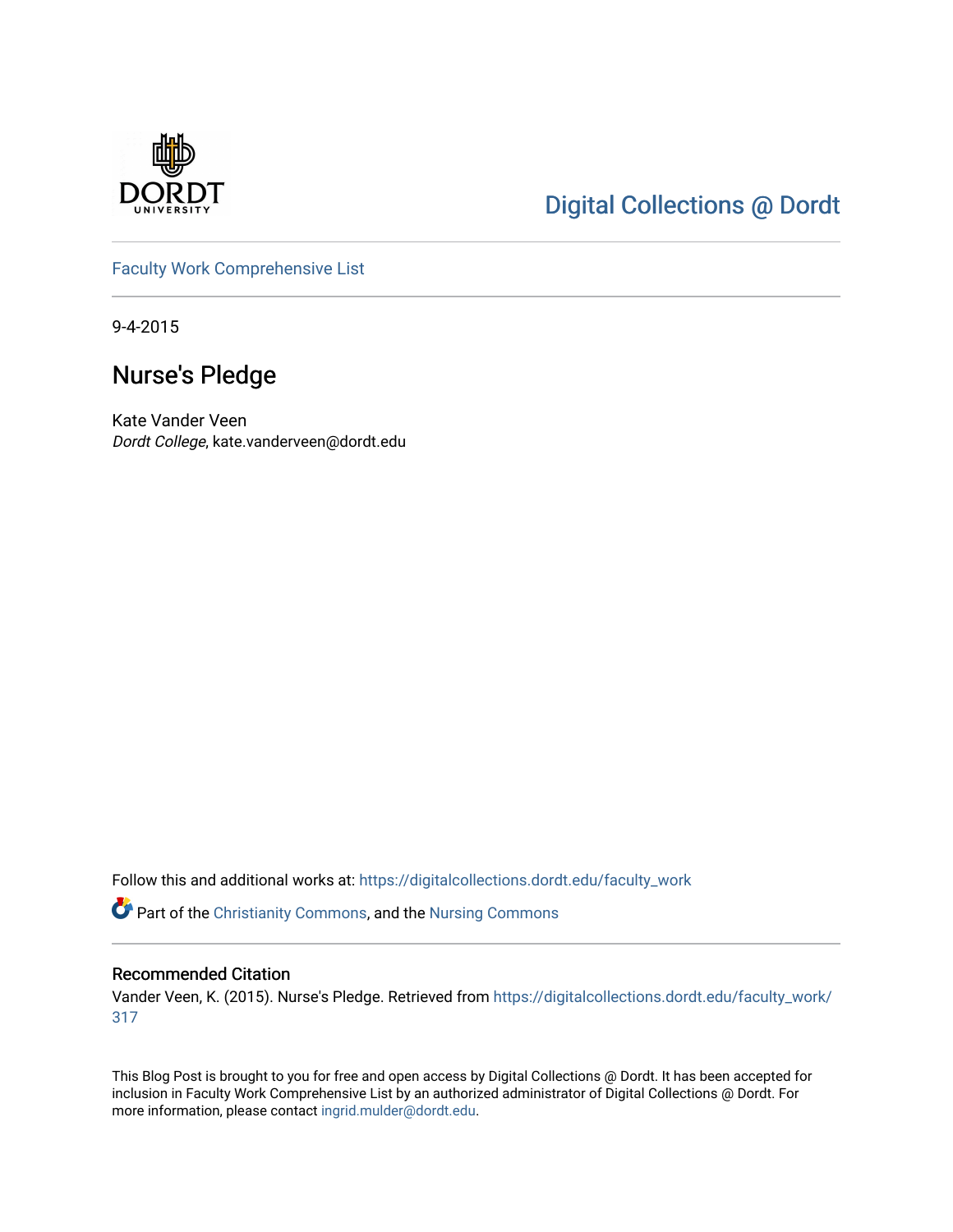DORDT UNIVERSITY

Digital Collections @ Dordt

Faculty Work Comprehensive List

9-4-2015

# Nurse's Pledge

Kate Vander Veen
*Dordt College*, kate.vanderveen@dordt.edu

Follow this and additional works at: https://digitalcollections.dordt.edu/faculty_work

Part of the Christianity Commons, and the Nursing Commons

## Recommended Citation

Vander Veen, K. (2015). Nurse's Pledge. Retrieved from https://digitalcollections.dordt.edu/faculty_work/317

This Blog Post is brought to you for free and open access by Digital Collections @ Dordt. It has been accepted for inclusion in Faculty Work Comprehensive List by an authorized administrator of Digital Collections @ Dordt. For more information, please contact ingrid.mulder@dordt.edu.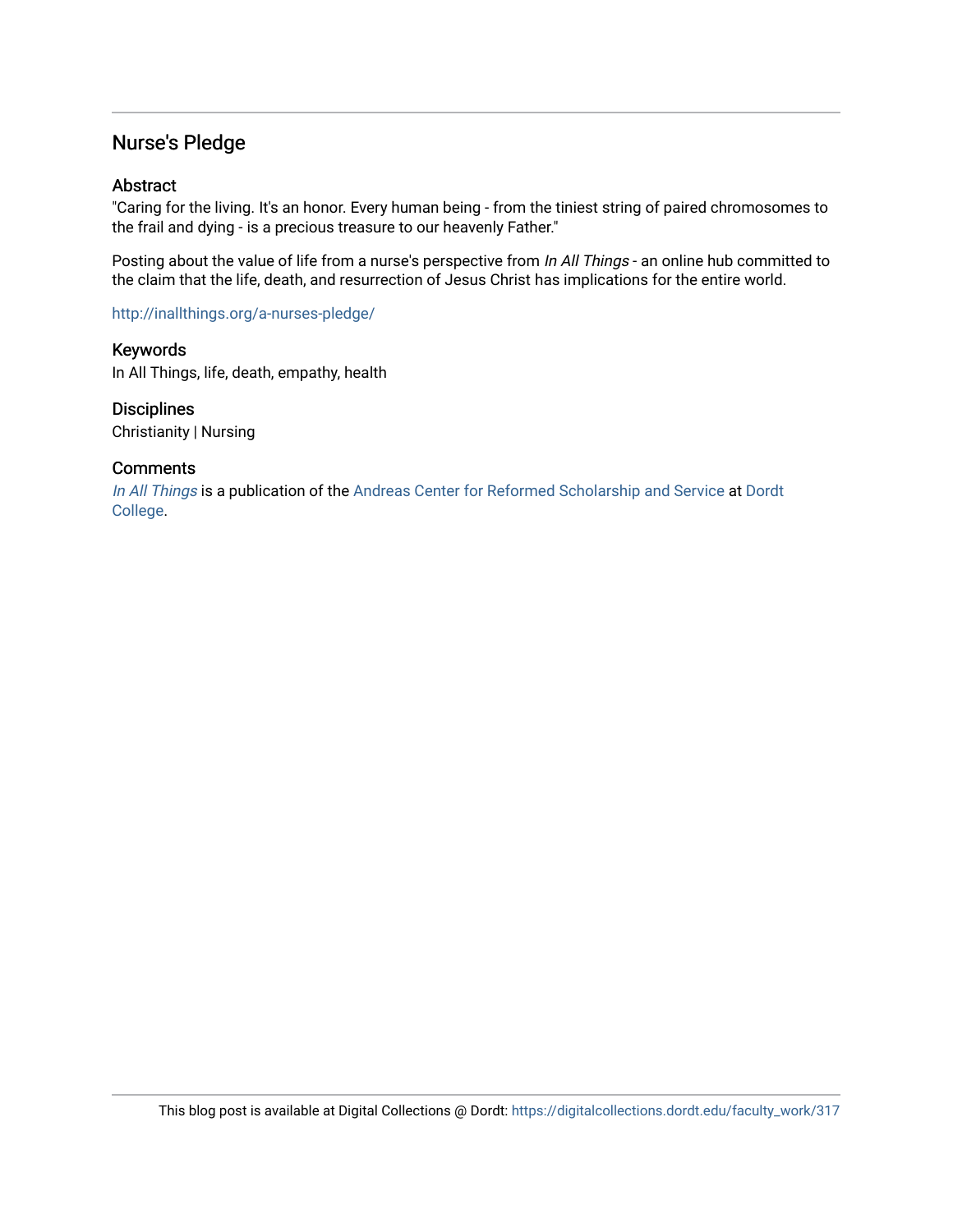## Nurse's Pledge

### Abstract

"Caring for the living. It's an honor. Every human being - from the tiniest string of paired chromosomes to the frail and dying - is a precious treasure to our heavenly Father."

Posting about the value of life from a nurse's perspective from *In All Things* - an online hub committed to the claim that the life, death, and resurrection of Jesus Christ has implications for the entire world.

http://inallthings.org/a-nurses-pledge/

### Keywords

In All Things, life, death, empathy, health

### Disciplines

Christianity | Nursing

### Comments

*In All Things* is a publication of the Andreas Center for Reformed Scholarship and Service at Dordt College.

This blog post is available at Digital Collections @ Dordt: https://digitalcollections.dordt.edu/faculty_work/317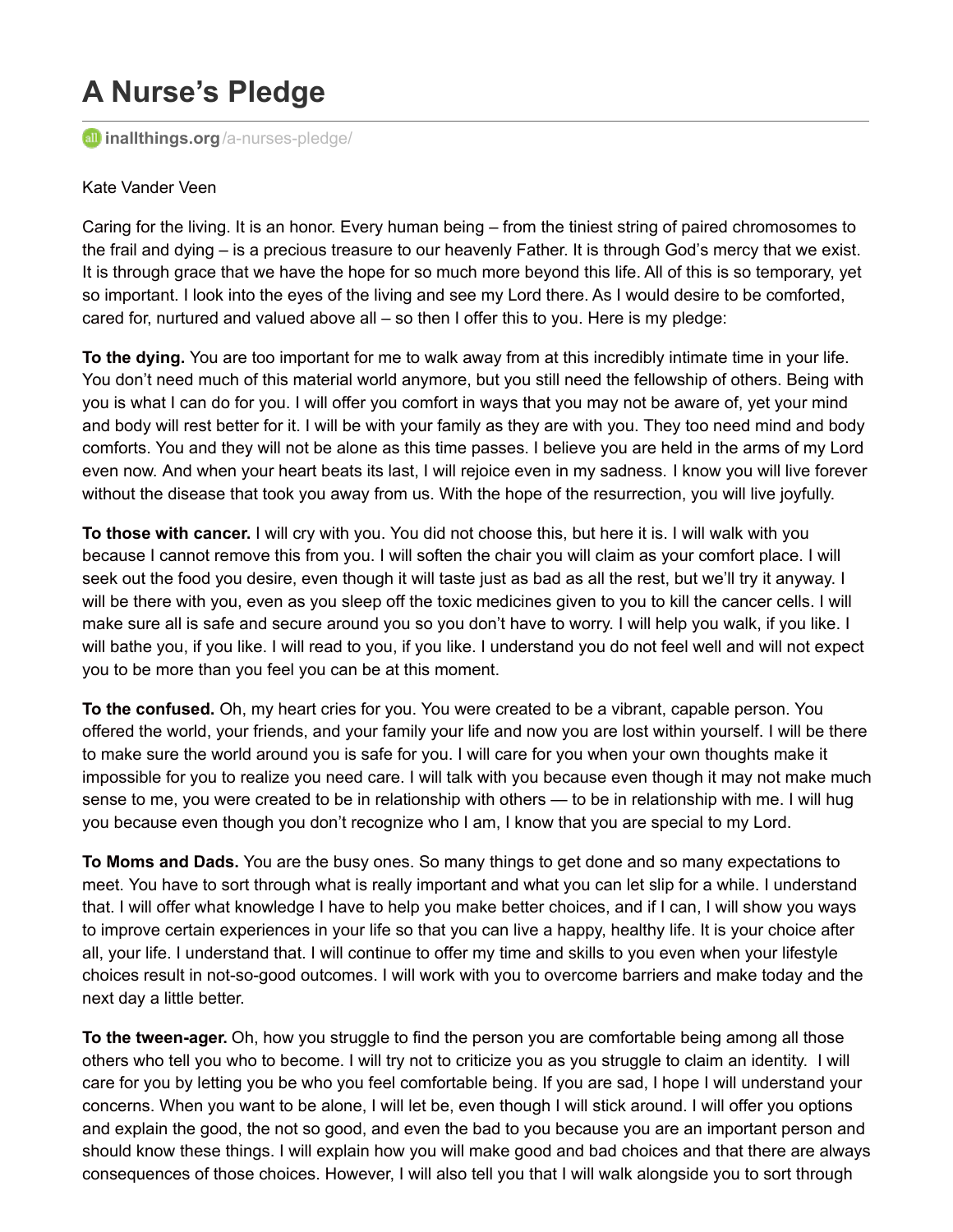# A Nurse's Pledge

inallthings.org/a-nurses-pledge/

Kate Vander Veen

Caring for the living. It is an honor. Every human being – from the tiniest string of paired chromosomes to the frail and dying – is a precious treasure to our heavenly Father. It is through God's mercy that we exist. It is through grace that we have the hope for so much more beyond this life. All of this is so temporary, yet so important. I look into the eyes of the living and see my Lord there. As I would desire to be comforted, cared for, nurtured and valued above all – so then I offer this to you. Here is my pledge:

**To the dying.** You are too important for me to walk away from at this incredibly intimate time in your life. You don't need much of this material world anymore, but you still need the fellowship of others. Being with you is what I can do for you. I will offer you comfort in ways that you may not be aware of, yet your mind and body will rest better for it. I will be with your family as they are with you. They too need mind and body comforts. You and they will not be alone as this time passes. I believe you are held in the arms of my Lord even now. And when your heart beats its last, I will rejoice even in my sadness. I know you will live forever without the disease that took you away from us. With the hope of the resurrection, you will live joyfully.

**To those with cancer.** I will cry with you. You did not choose this, but here it is. I will walk with you because I cannot remove this from you. I will soften the chair you will claim as your comfort place. I will seek out the food you desire, even though it will taste just as bad as all the rest, but we'll try it anyway. I will be there with you, even as you sleep off the toxic medicines given to you to kill the cancer cells. I will make sure all is safe and secure around you so you don't have to worry. I will help you walk, if you like. I will bathe you, if you like. I will read to you, if you like. I understand you do not feel well and will not expect you to be more than you feel you can be at this moment.

**To the confused.** Oh, my heart cries for you. You were created to be a vibrant, capable person. You offered the world, your friends, and your family your life and now you are lost within yourself. I will be there to make sure the world around you is safe for you. I will care for you when your own thoughts make it impossible for you to realize you need care. I will talk with you because even though it may not make much sense to me, you were created to be in relationship with others — to be in relationship with me. I will hug you because even though you don't recognize who I am, I know that you are special to my Lord.

**To Moms and Dads.** You are the busy ones. So many things to get done and so many expectations to meet. You have to sort through what is really important and what you can let slip for a while. I understand that. I will offer what knowledge I have to help you make better choices, and if I can, I will show you ways to improve certain experiences in your life so that you can live a happy, healthy life. It is your choice after all, your life. I understand that. I will continue to offer my time and skills to you even when your lifestyle choices result in not-so-good outcomes. I will work with you to overcome barriers and make today and the next day a little better.

**To the tween-ager.** Oh, how you struggle to find the person you are comfortable being among all those others who tell you who to become. I will try not to criticize you as you struggle to claim an identity. I will care for you by letting you be who you feel comfortable being. If you are sad, I hope I will understand your concerns. When you want to be alone, I will let be, even though I will stick around. I will offer you options and explain the good, the not so good, and even the bad to you because you are an important person and should know these things. I will explain how you will make good and bad choices and that there are always consequences of those choices. However, I will also tell you that I will walk alongside you to sort through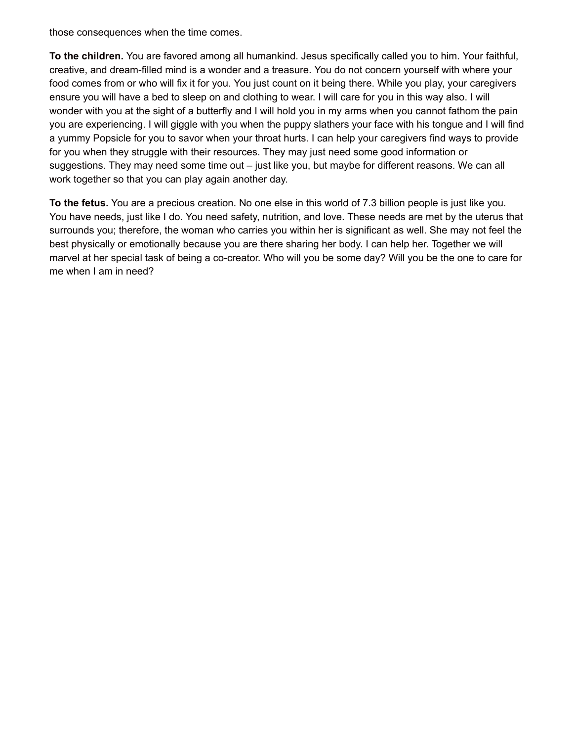those consequences when the time comes.

**To the children.** You are favored among all humankind. Jesus specifically called you to him. Your faithful, creative, and dream-filled mind is a wonder and a treasure. You do not concern yourself with where your food comes from or who will fix it for you. You just count on it being there. While you play, your caregivers ensure you will have a bed to sleep on and clothing to wear. I will care for you in this way also. I will wonder with you at the sight of a butterfly and I will hold you in my arms when you cannot fathom the pain you are experiencing. I will giggle with you when the puppy slathers your face with his tongue and I will find a yummy Popsicle for you to savor when your throat hurts. I can help your caregivers find ways to provide for you when they struggle with their resources. They may just need some good information or suggestions. They may need some time out – just like you, but maybe for different reasons. We can all work together so that you can play again another day.

**To the fetus.** You are a precious creation. No one else in this world of 7.3 billion people is just like you. You have needs, just like I do. You need safety, nutrition, and love. These needs are met by the uterus that surrounds you; therefore, the woman who carries you within her is significant as well. She may not feel the best physically or emotionally because you are there sharing her body. I can help her. Together we will marvel at her special task of being a co-creator. Who will you be some day? Will you be the one to care for me when I am in need?